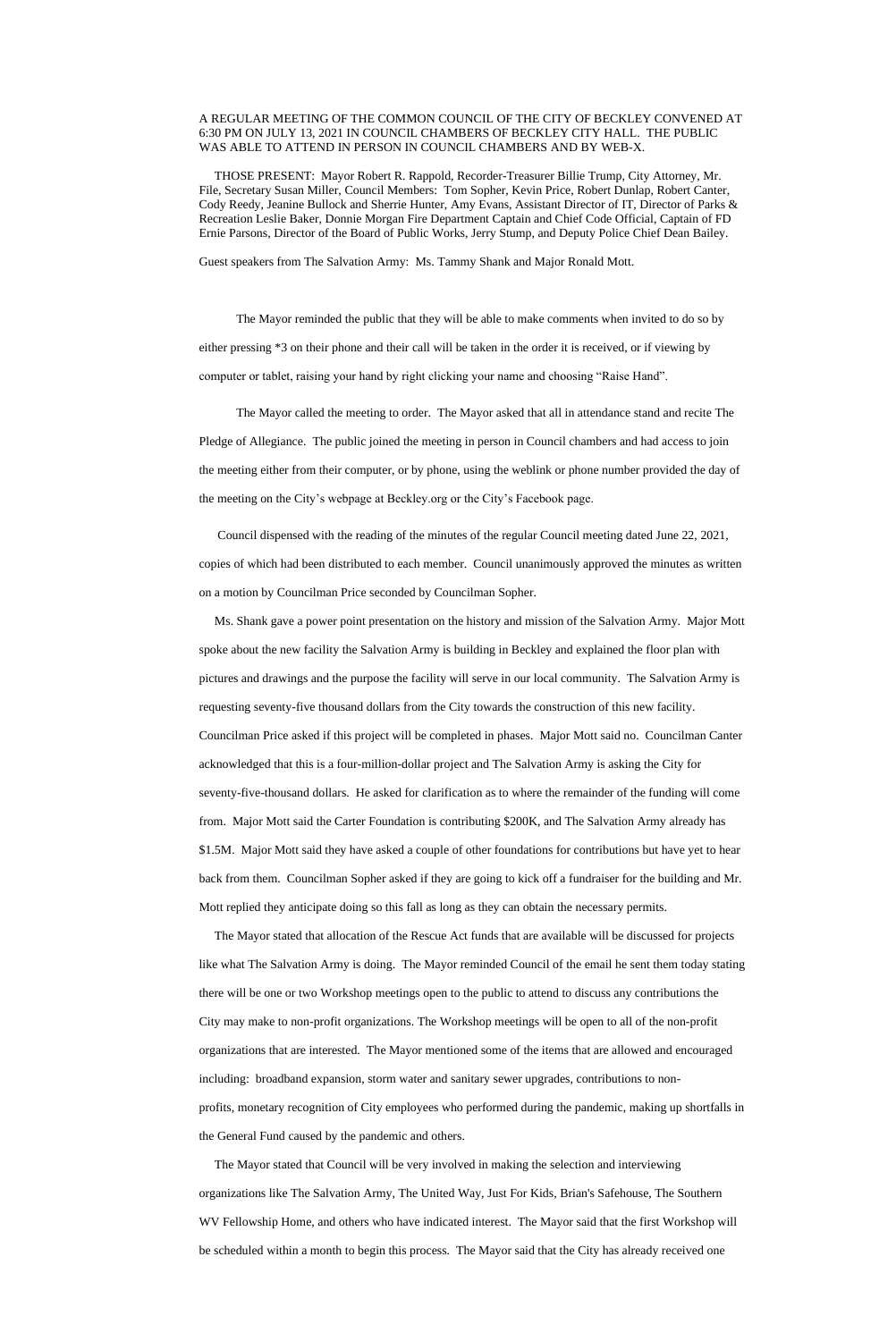A REGULAR MEETING OF THE COMMON COUNCIL OF THE CITY OF BECKLEY CONVENED AT 6:30 PM ON JULY 13, 2021 IN COUNCIL CHAMBERS OF BECKLEY CITY HALL. THE PUBLIC WAS ABLE TO ATTEND IN PERSON IN COUNCIL CHAMBERS AND BY WEB-X.

THOSE PRESENT: Mayor Robert R. Rappold, Recorder-Treasurer Billie Trump, City Attorney, Mr. File, Secretary Susan Miller, Council Members: Tom Sopher, Kevin Price, Robert Dunlap, Robert Canter, Cody Reedy, Jeanine Bullock and Sherrie Hunter, Amy Evans, Assistant Director of IT, Director of Parks & Recreation Leslie Baker, Donnie Morgan Fire Department Captain and Chief Code Official, Captain of FD Ernie Parsons, Director of the Board of Public Works, Jerry Stump, and Deputy Police Chief Dean Bailey.

Guest speakers from The Salvation Army: Ms. Tammy Shank and Major Ronald Mott.

The Mayor reminded the public that they will be able to make comments when invited to do so by either pressing *3 on their phone and their call will be taken in the order it is received, or if viewing by computer or tablet, raising your hand by right clicking your name and choosing "Raise Hand".

The Mayor called the meeting to order. The Mayor asked that all in attendance stand and recite The Pledge of Allegiance. The public joined the meeting in person in Council chambers and had access to join the meeting either from their computer, or by phone, using the weblink or phone number provided the day of the meeting on the City's webpage at Beckley.org or the City's Facebook page.

Council dispensed with the reading of the minutes of the regular Council meeting dated June 22, 2021, copies of which had been distributed to each member. Council unanimously approved the minutes as written on a motion by Councilman Price seconded by Councilman Sopher.

Ms. Shank gave a power point presentation on the history and mission of the Salvation Army. Major Mott spoke about the new facility the Salvation Army is building in Beckley and explained the floor plan with pictures and drawings and the purpose the facility will serve in our local community. The Salvation Army is requesting seventy-five thousand dollars from the City towards the construction of this new facility. Councilman Price asked if this project will be completed in phases. Major Mott said no. Councilman Canter acknowledged that this is a four-million-dollar project and The Salvation Army is asking the City for seventy-five-thousand dollars. He asked for clarification as to where the remainder of the funding will come from. Major Mott said the Carter Foundation is contributing $200K, and The Salvation Army already has $1.5M. Major Mott said they have asked a couple of other foundations for contributions but have yet to hear back from them. Councilman Sopher asked if they are going to kick off a fundraiser for the building and Mr. Mott replied they anticipate doing so this fall as long as they can obtain the necessary permits.

The Mayor stated that allocation of the Rescue Act funds that are available will be discussed for projects like what The Salvation Army is doing. The Mayor reminded Council of the email he sent them today stating there will be one or two Workshop meetings open to the public to attend to discuss any contributions the City may make to non-profit organizations. The Workshop meetings will be open to all of the non-profit organizations that are interested. The Mayor mentioned some of the items that are allowed and encouraged including: broadband expansion, storm water and sanitary sewer upgrades, contributions to non-profits, monetary recognition of City employees who performed during the pandemic, making up shortfalls in the General Fund caused by the pandemic and others.

The Mayor stated that Council will be very involved in making the selection and interviewing organizations like The Salvation Army, The United Way, Just For Kids, Brian's Safehouse, The Southern WV Fellowship Home, and others who have indicated interest. The Mayor said that the first Workshop will be scheduled within a month to begin this process. The Mayor said that the City has already received one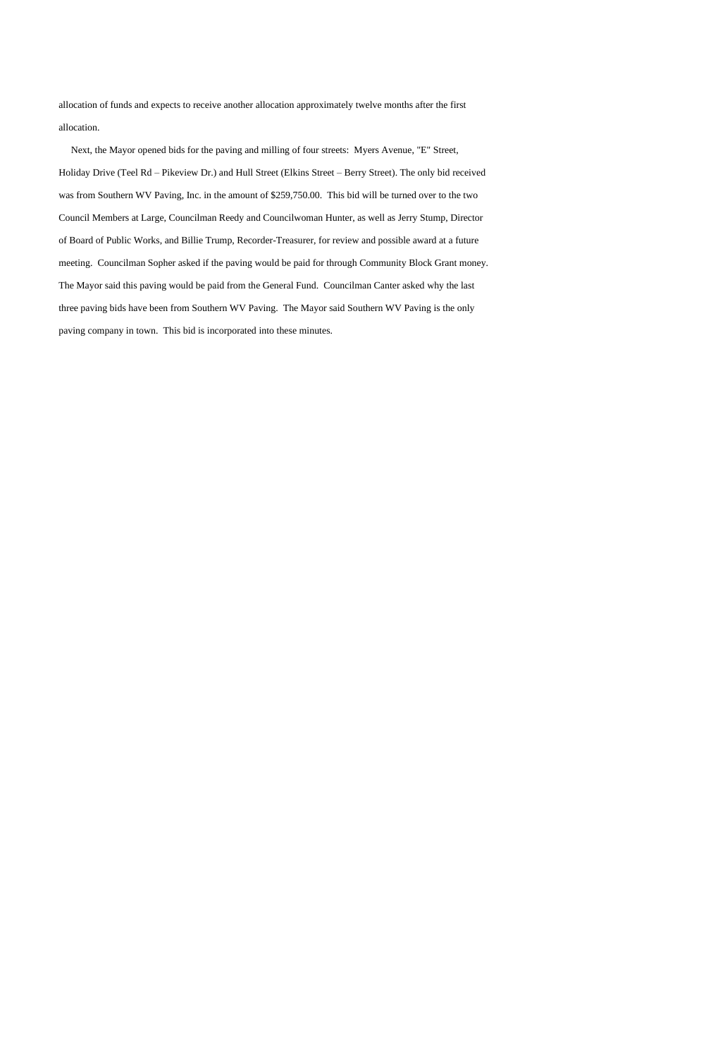allocation of funds and expects to receive another allocation approximately twelve months after the first allocation.

Next, the Mayor opened bids for the paving and milling of four streets: Myers Avenue, "E" Street, Holiday Drive (Teel Rd – Pikeview Dr.) and Hull Street (Elkins Street – Berry Street). The only bid received was from Southern WV Paving, Inc. in the amount of $259,750.00. This bid will be turned over to the two Council Members at Large, Councilman Reedy and Councilwoman Hunter, as well as Jerry Stump, Director of Board of Public Works, and Billie Trump, Recorder-Treasurer, for review and possible award at a future meeting. Councilman Sopher asked if the paving would be paid for through Community Block Grant money. The Mayor said this paving would be paid from the General Fund. Councilman Canter asked why the last three paving bids have been from Southern WV Paving. The Mayor said Southern WV Paving is the only paving company in town. This bid is incorporated into these minutes.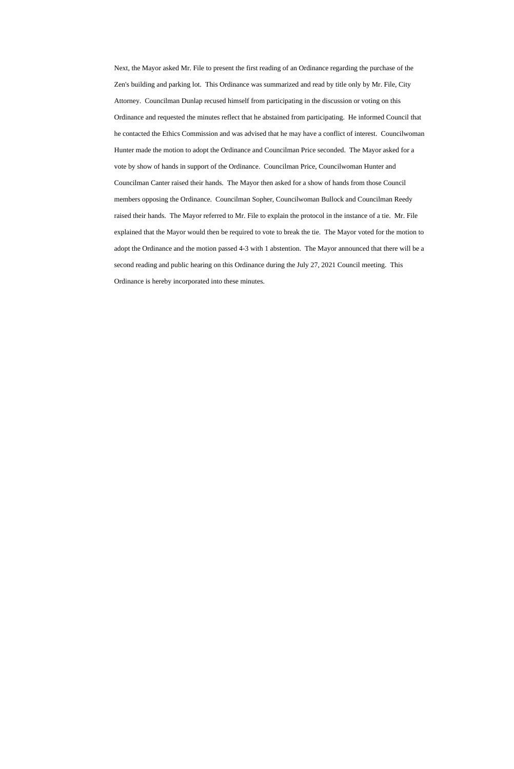Next, the Mayor asked Mr. File to present the first reading of an Ordinance regarding the purchase of the Zen's building and parking lot. This Ordinance was summarized and read by title only by Mr. File, City Attorney. Councilman Dunlap recused himself from participating in the discussion or voting on this Ordinance and requested the minutes reflect that he abstained from participating. He informed Council that he contacted the Ethics Commission and was advised that he may have a conflict of interest. Councilwoman Hunter made the motion to adopt the Ordinance and Councilman Price seconded. The Mayor asked for a vote by show of hands in support of the Ordinance. Councilman Price, Councilwoman Hunter and Councilman Canter raised their hands. The Mayor then asked for a show of hands from those Council members opposing the Ordinance. Councilman Sopher, Councilwoman Bullock and Councilman Reedy raised their hands. The Mayor referred to Mr. File to explain the protocol in the instance of a tie. Mr. File explained that the Mayor would then be required to vote to break the tie. The Mayor voted for the motion to adopt the Ordinance and the motion passed 4-3 with 1 abstention. The Mayor announced that there will be a second reading and public hearing on this Ordinance during the July 27, 2021 Council meeting. This Ordinance is hereby incorporated into these minutes.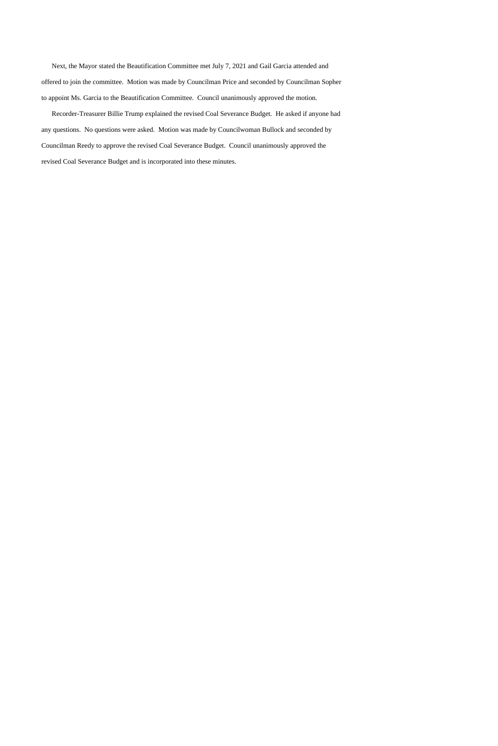Next, the Mayor stated the Beautification Committee met July 7, 2021 and Gail Garcia attended and offered to join the committee. Motion was made by Councilman Price and seconded by Councilman Sopher to appoint Ms. Garcia to the Beautification Committee. Council unanimously approved the motion.

Recorder-Treasurer Billie Trump explained the revised Coal Severance Budget. He asked if anyone had any questions. No questions were asked. Motion was made by Councilwoman Bullock and seconded by Councilman Reedy to approve the revised Coal Severance Budget. Council unanimously approved the revised Coal Severance Budget and is incorporated into these minutes.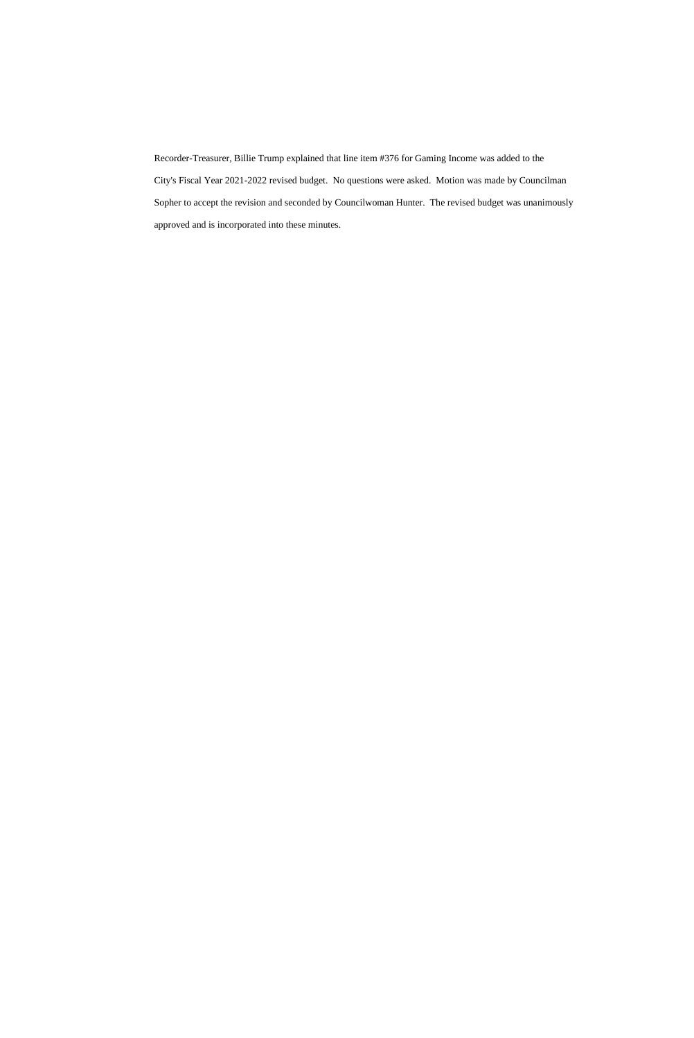Recorder-Treasurer, Billie Trump explained that line item #376 for Gaming Income was added to the City's Fiscal Year 2021-2022 revised budget. No questions were asked. Motion was made by Councilman Sopher to accept the revision and seconded by Councilwoman Hunter. The revised budget was unanimously approved and is incorporated into these minutes.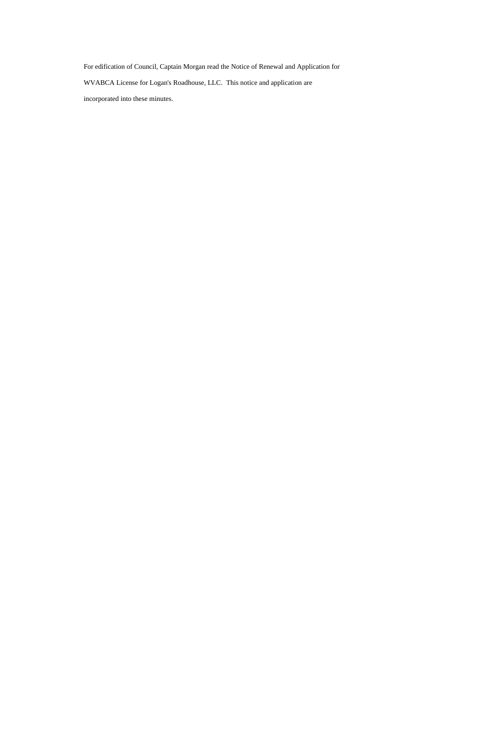For edification of Council, Captain Morgan read the Notice of Renewal and Application for WVABCA License for Logan's Roadhouse, LLC. This notice and application are incorporated into these minutes.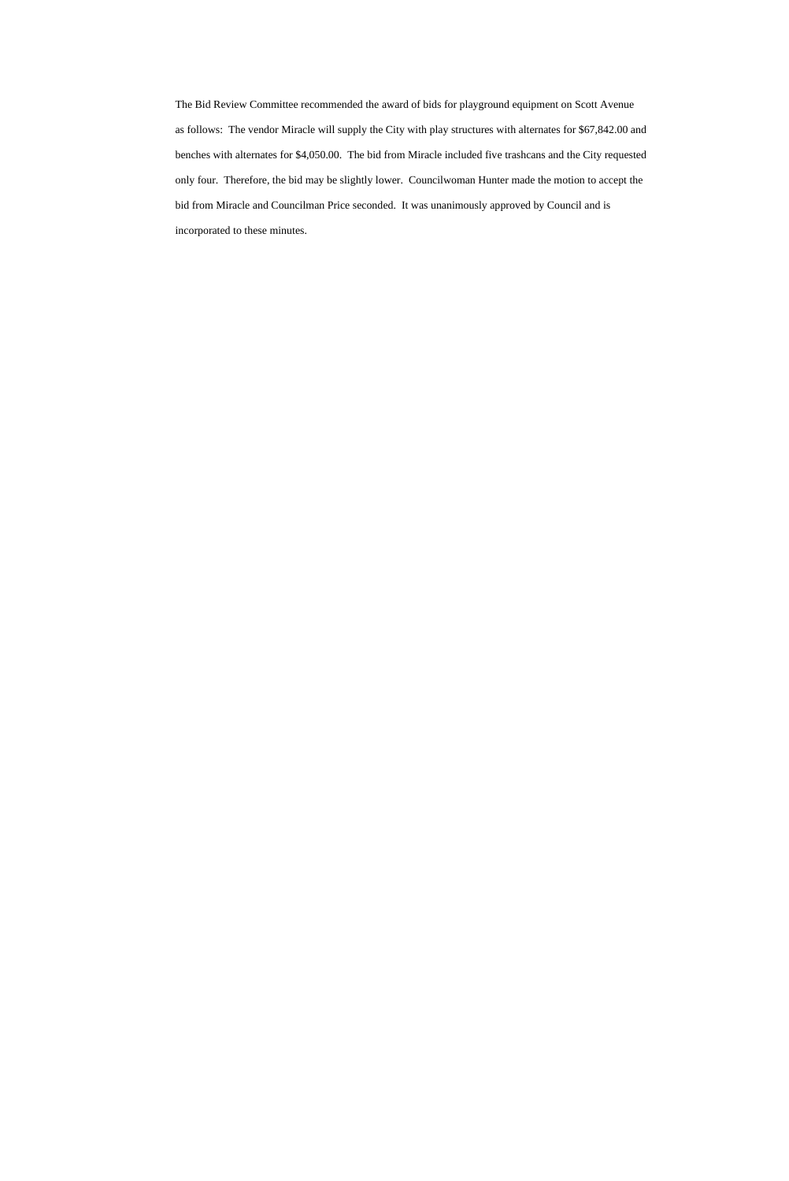The Bid Review Committee recommended the award of bids for playground equipment on Scott Avenue as follows: The vendor Miracle will supply the City with play structures with alternates for $67,842.00 and benches with alternates for $4,050.00. The bid from Miracle included five trashcans and the City requested only four. Therefore, the bid may be slightly lower. Councilwoman Hunter made the motion to accept the bid from Miracle and Councilman Price seconded. It was unanimously approved by Council and is incorporated to these minutes.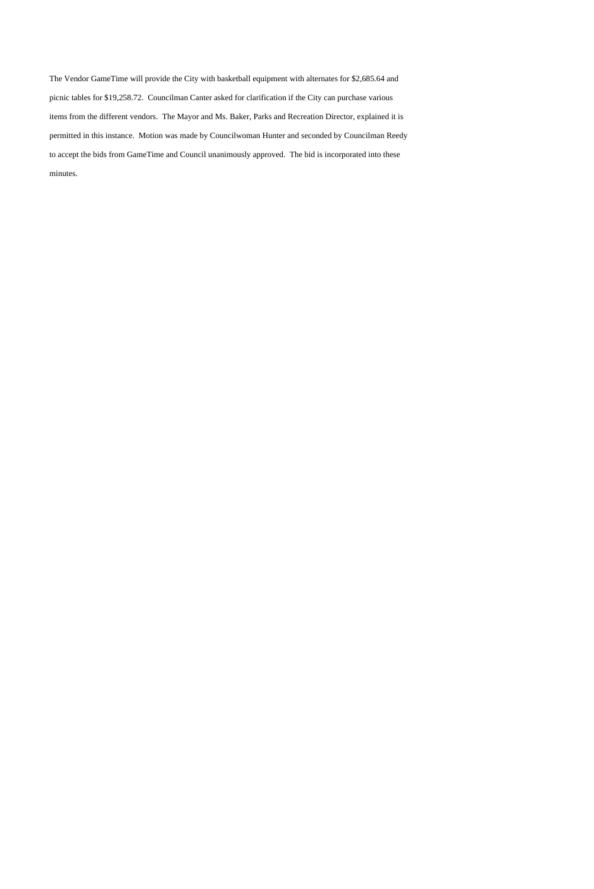The Vendor GameTime will provide the City with basketball equipment with alternates for $2,685.64 and picnic tables for $19,258.72. Councilman Canter asked for clarification if the City can purchase various items from the different vendors. The Mayor and Ms. Baker, Parks and Recreation Director, explained it is permitted in this instance. Motion was made by Councilwoman Hunter and seconded by Councilman Reedy to accept the bids from GameTime and Council unanimously approved. The bid is incorporated into these minutes.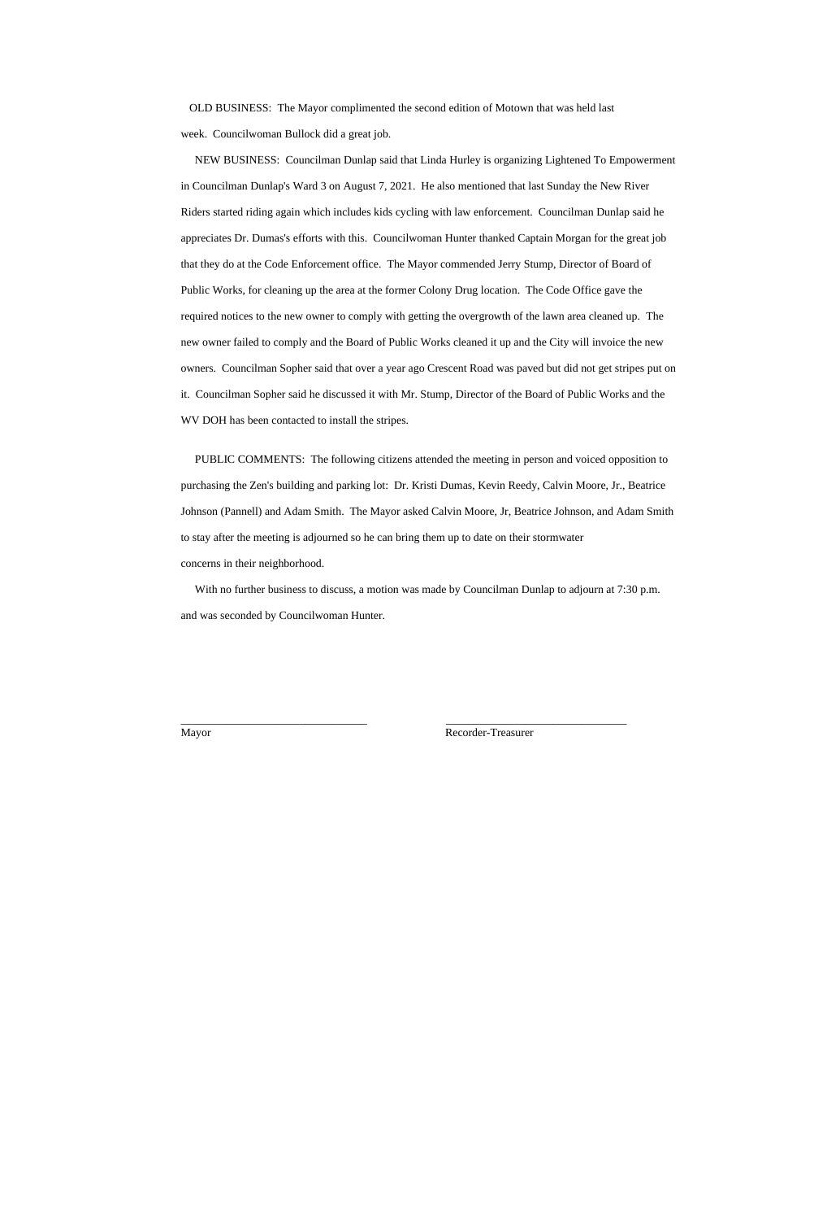OLD BUSINESS: The Mayor complimented the second edition of Motown that was held last week. Councilwoman Bullock did a great job.

NEW BUSINESS: Councilman Dunlap said that Linda Hurley is organizing Lightened To Empowerment in Councilman Dunlap's Ward 3 on August 7, 2021. He also mentioned that last Sunday the New River Riders started riding again which includes kids cycling with law enforcement. Councilman Dunlap said he appreciates Dr. Dumas's efforts with this. Councilwoman Hunter thanked Captain Morgan for the great job that they do at the Code Enforcement office. The Mayor commended Jerry Stump, Director of Board of Public Works, for cleaning up the area at the former Colony Drug location. The Code Office gave the required notices to the new owner to comply with getting the overgrowth of the lawn area cleaned up. The new owner failed to comply and the Board of Public Works cleaned it up and the City will invoice the new owners. Councilman Sopher said that over a year ago Crescent Road was paved but did not get stripes put on it. Councilman Sopher said he discussed it with Mr. Stump, Director of the Board of Public Works and the WV DOH has been contacted to install the stripes.

PUBLIC COMMENTS: The following citizens attended the meeting in person and voiced opposition to purchasing the Zen's building and parking lot: Dr. Kristi Dumas, Kevin Reedy, Calvin Moore, Jr., Beatrice Johnson (Pannell) and Adam Smith. The Mayor asked Calvin Moore, Jr, Beatrice Johnson, and Adam Smith to stay after the meeting is adjourned so he can bring them up to date on their stormwater concerns in their neighborhood.

With no further business to discuss, a motion was made by Councilman Dunlap to adjourn at 7:30 p.m. and was seconded by Councilwoman Hunter.

\_\_\_\_\_\_\_\_\_\_\_\_\_\_\_\_\_\_\_\_\_\_\_\_\_\_\_\_\_\_\_\_ \_\_\_\_\_\_\_\_\_\_\_\_\_\_\_\_\_\_\_\_\_\_\_\_\_\_\_\_\_\_\_\_

Mayor Recorder-Treasurer